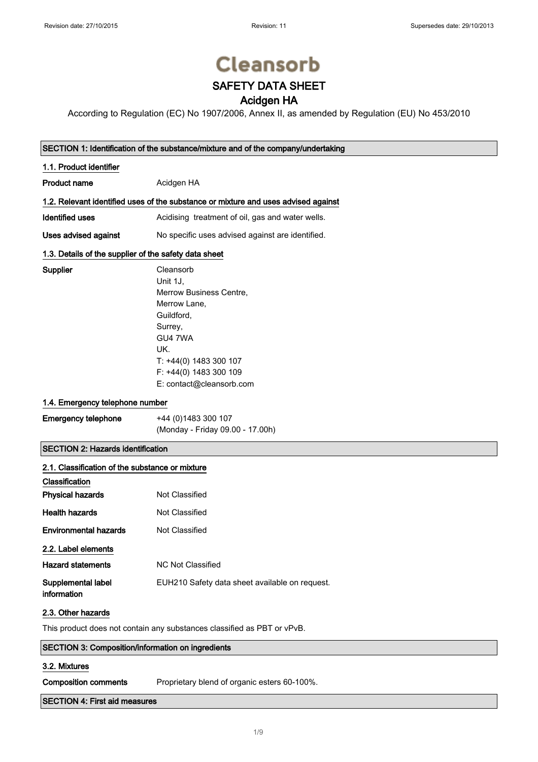# Cleansorb

## SAFETY DATA SHEET

## Acidgen HA

According to Regulation (EC) No 1907/2006, Annex II, as amended by Regulation (EU) No 453/2010

### SECTION 1: Identification of the substance/mixture and of the company/undertaking

#### 1.1. Product identifier

**Product name** Acidgen HA

#### 1.2. Relevant identified uses of the substance or mixture and uses advised against

**Identified uses** Acidising treatment of oil, gas and water wells.

**Uses advised against** No specific uses advised against are identified.

#### 1.3. Details of the supplier of the safety data sheet

**Supplier**
Cleansorb
Unit 1J,
Merrow Business Centre,
Merrow Lane,
Guildford,
Surrey,
GU4 7WA
UK.
T: +44(0) 1483 300 107
F: +44(0) 1483 300 109
E: contact@cleansorb.com

#### 1.4. Emergency telephone number

**Emergency telephone** +44 (0)1483 300 107
(Monday - Friday 09.00 - 17.00h)

### SECTION 2: Hazards identification

#### 2.1. Classification of the substance or mixture

**Classification**

**Physical hazards** Not Classified

**Health hazards** Not Classified

**Environmental hazards** Not Classified

#### 2.2. Label elements

**Hazard statements** NC Not Classified

**Supplemental label information** EUH210 Safety data sheet available on request.

#### 2.3. Other hazards

This product does not contain any substances classified as PBT or vPvB.

### SECTION 3: Composition/information on ingredients

#### 3.2. Mixtures

**Composition comments** Proprietary blend of organic esters 60-100%.

### SECTION 4: First aid measures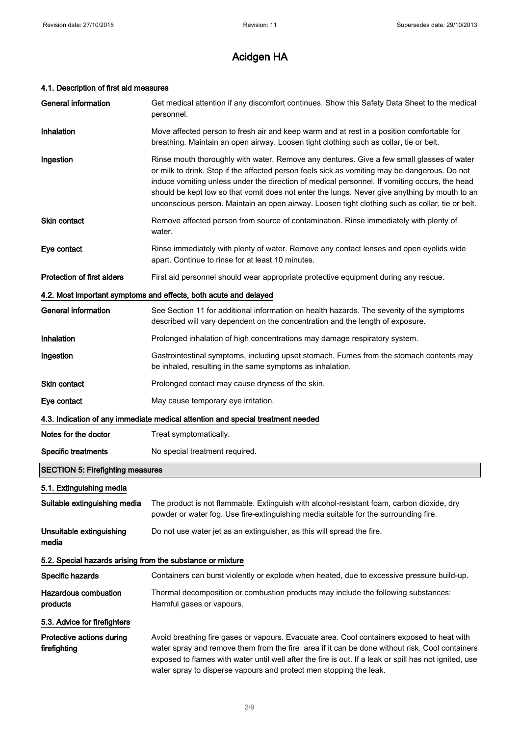# Acidgen HA

### 4.1. Description of first aid measures

**General information**
Get medical attention if any discomfort continues. Show this Safety Data Sheet to the medical personnel.

**Inhalation**
Move affected person to fresh air and keep warm and at rest in a position comfortable for breathing. Maintain an open airway. Loosen tight clothing such as collar, tie or belt.

**Ingestion**
Rinse mouth thoroughly with water. Remove any dentures. Give a few small glasses of water or milk to drink. Stop if the affected person feels sick as vomiting may be dangerous. Do not induce vomiting unless under the direction of medical personnel. If vomiting occurs, the head should be kept low so that vomit does not enter the lungs. Never give anything by mouth to an unconscious person. Maintain an open airway. Loosen tight clothing such as collar, tie or belt.

**Skin contact**
Remove affected person from source of contamination. Rinse immediately with plenty of water.

**Eye contact**
Rinse immediately with plenty of water. Remove any contact lenses and open eyelids wide apart. Continue to rinse for at least 10 minutes.

**Protection of first aiders**
First aid personnel should wear appropriate protective equipment during any rescue.

### 4.2. Most important symptoms and effects, both acute and delayed

**General information**
See Section 11 for additional information on health hazards. The severity of the symptoms described will vary dependent on the concentration and the length of exposure.

**Inhalation**
Prolonged inhalation of high concentrations may damage respiratory system.

**Ingestion**
Gastrointestinal symptoms, including upset stomach. Fumes from the stomach contents may be inhaled, resulting in the same symptoms as inhalation.

**Skin contact**
Prolonged contact may cause dryness of the skin.

**Eye contact**
May cause temporary eye irritation.

### 4.3. Indication of any immediate medical attention and special treatment needed

**Notes for the doctor**
Treat symptomatically.

**Specific treatments**
No special treatment required.

## SECTION 5: Firefighting measures

### 5.1. Extinguishing media

**Suitable extinguishing media**
The product is not flammable. Extinguish with alcohol-resistant foam, carbon dioxide, dry powder or water fog. Use fire-extinguishing media suitable for the surrounding fire.

**Unsuitable extinguishing media**
Do not use water jet as an extinguisher, as this will spread the fire.

### 5.2. Special hazards arising from the substance or mixture

**Specific hazards**
Containers can burst violently or explode when heated, due to excessive pressure build-up.

**Hazardous combustion products**
Thermal decomposition or combustion products may include the following substances: Harmful gases or vapours.

### 5.3. Advice for firefighters

**Protective actions during firefighting**
Avoid breathing fire gases or vapours. Evacuate area. Cool containers exposed to heat with water spray and remove them from the fire area if it can be done without risk. Cool containers exposed to flames with water until well after the fire is out. If a leak or spill has not ignited, use water spray to disperse vapours and protect men stopping the leak.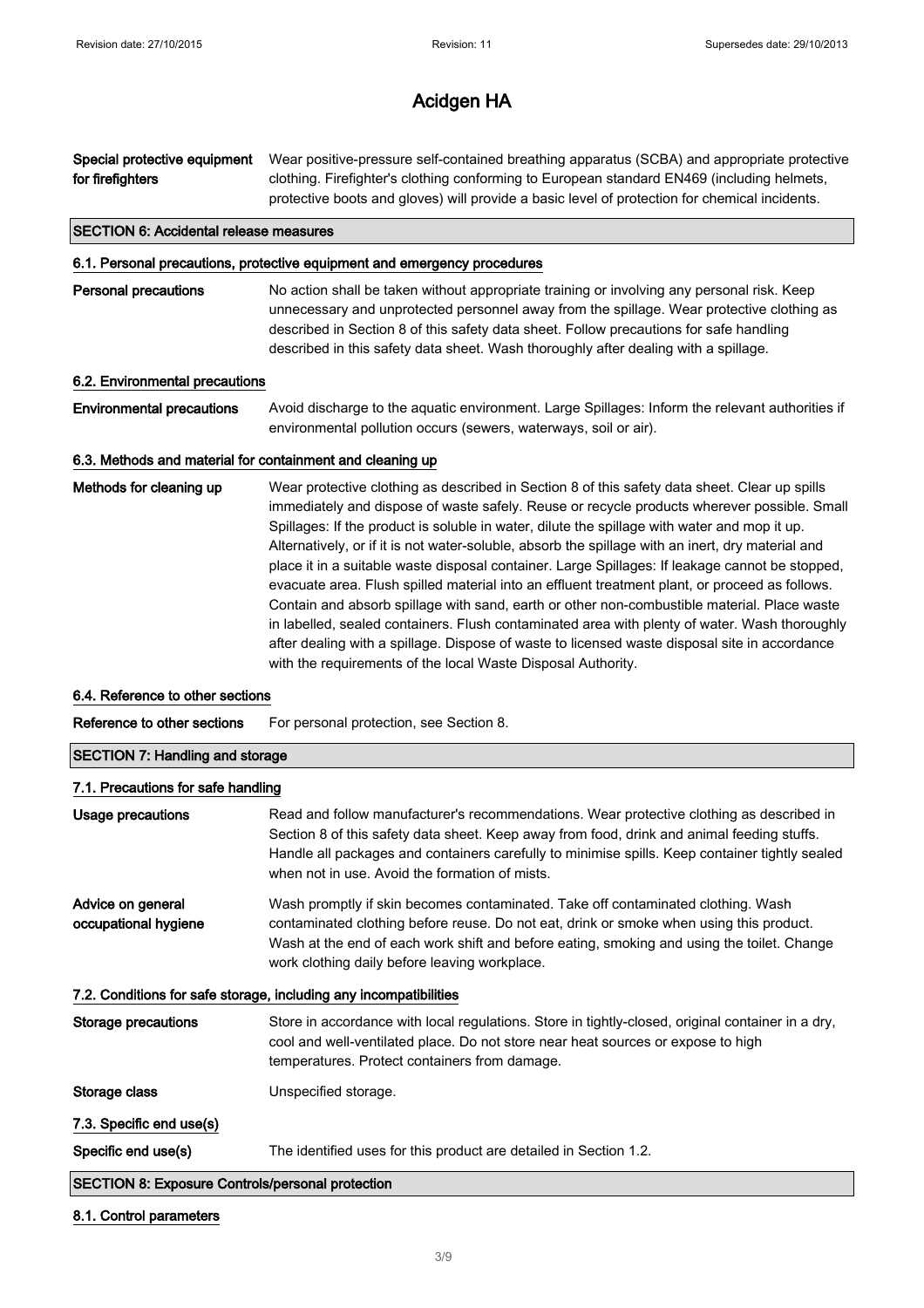# Acidgen HA

**Special protective equipment for firefighters**
Wear positive-pressure self-contained breathing apparatus (SCBA) and appropriate protective clothing. Firefighter's clothing conforming to European standard EN469 (including helmets, protective boots and gloves) will provide a basic level of protection for chemical incidents.

## SECTION 6: Accidental release measures

### 6.1. Personal precautions, protective equipment and emergency procedures

**Personal precautions**
No action shall be taken without appropriate training or involving any personal risk. Keep unnecessary and unprotected personnel away from the spillage. Wear protective clothing as described in Section 8 of this safety data sheet. Follow precautions for safe handling described in this safety data sheet. Wash thoroughly after dealing with a spillage.

### 6.2. Environmental precautions

**Environmental precautions**
Avoid discharge to the aquatic environment. Large Spillages: Inform the relevant authorities if environmental pollution occurs (sewers, waterways, soil or air).

### 6.3. Methods and material for containment and cleaning up

**Methods for cleaning up**
Wear protective clothing as described in Section 8 of this safety data sheet. Clear up spills immediately and dispose of waste safely. Reuse or recycle products wherever possible. Small Spillages: If the product is soluble in water, dilute the spillage with water and mop it up. Alternatively, or if it is not water-soluble, absorb the spillage with an inert, dry material and place it in a suitable waste disposal container. Large Spillages: If leakage cannot be stopped, evacuate area. Flush spilled material into an effluent treatment plant, or proceed as follows. Contain and absorb spillage with sand, earth or other non-combustible material. Place waste in labelled, sealed containers. Flush contaminated area with plenty of water. Wash thoroughly after dealing with a spillage. Dispose of waste to licensed waste disposal site in accordance with the requirements of the local Waste Disposal Authority.

### 6.4. Reference to other sections

**Reference to other sections**
For personal protection, see Section 8.

## SECTION 7: Handling and storage

### 7.1. Precautions for safe handling

**Usage precautions**
Read and follow manufacturer's recommendations. Wear protective clothing as described in Section 8 of this safety data sheet. Keep away from food, drink and animal feeding stuffs. Handle all packages and containers carefully to minimise spills. Keep container tightly sealed when not in use. Avoid the formation of mists.

**Advice on general occupational hygiene**
Wash promptly if skin becomes contaminated. Take off contaminated clothing. Wash contaminated clothing before reuse. Do not eat, drink or smoke when using this product. Wash at the end of each work shift and before eating, smoking and using the toilet. Change work clothing daily before leaving workplace.

### 7.2. Conditions for safe storage, including any incompatibilities

**Storage precautions**
Store in accordance with local regulations. Store in tightly-closed, original container in a dry, cool and well-ventilated place. Do not store near heat sources or expose to high temperatures. Protect containers from damage.

**Storage class**
Unspecified storage.

### 7.3. Specific end use(s)

**Specific end use(s)**
The identified uses for this product are detailed in Section 1.2.

## SECTION 8: Exposure Controls/personal protection

### 8.1. Control parameters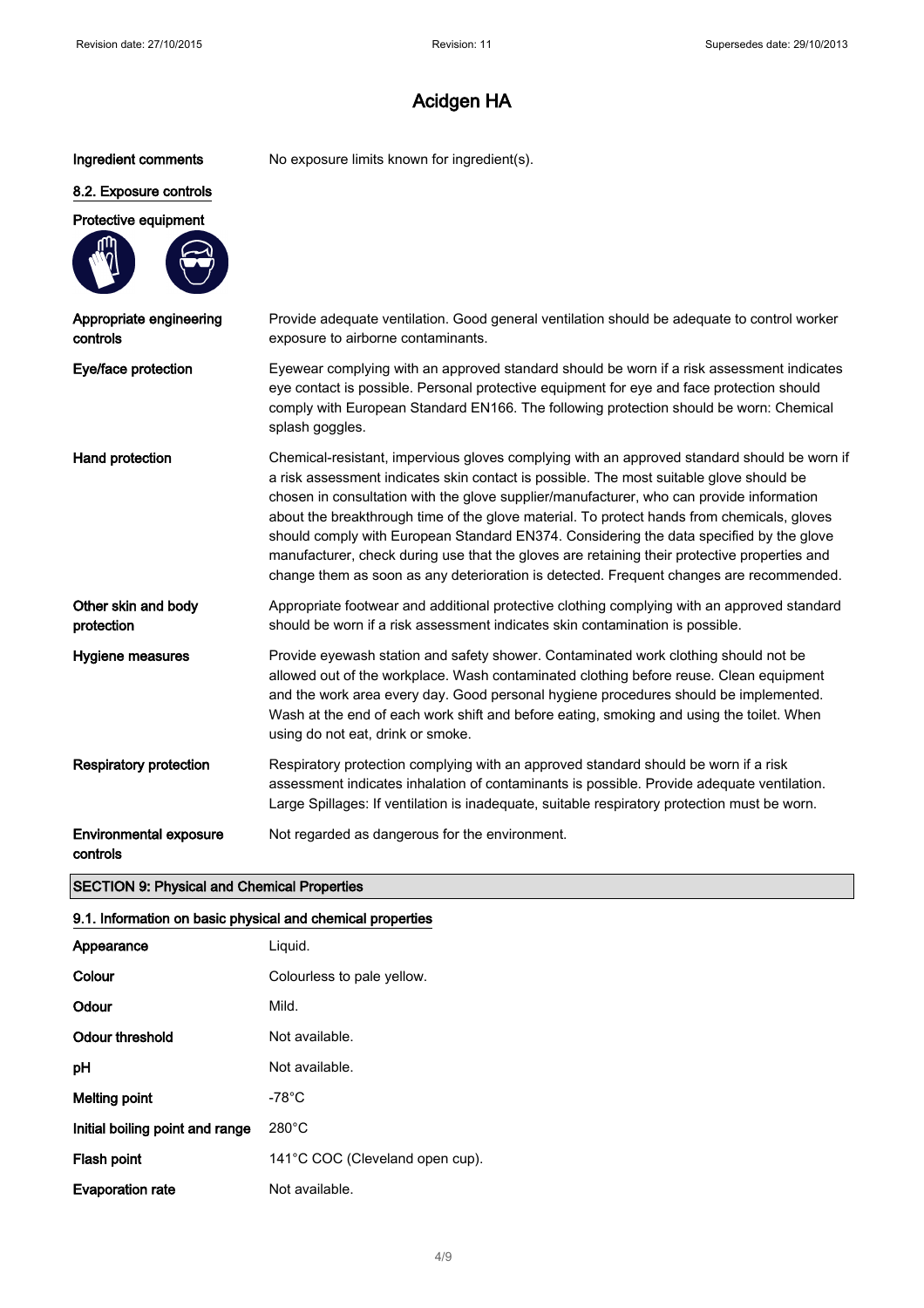# Acidgen HA

**Ingredient comments** No exposure limits known for ingredient(s).

## 8.2. Exposure controls

**Protective equipment**

| | |
|---|---|
| **Appropriate engineering controls** | Provide adequate ventilation. Good general ventilation should be adequate to control worker exposure to airborne contaminants. |
| **Eye/face protection** | Eyewear complying with an approved standard should be worn if a risk assessment indicates eye contact is possible. Personal protective equipment for eye and face protection should comply with European Standard EN166. The following protection should be worn: Chemical splash goggles. |
| **Hand protection** | Chemical-resistant, impervious gloves complying with an approved standard should be worn if a risk assessment indicates skin contact is possible. The most suitable glove should be chosen in consultation with the glove supplier/manufacturer, who can provide information about the breakthrough time of the glove material. To protect hands from chemicals, gloves should comply with European Standard EN374. Considering the data specified by the glove manufacturer, check during use that the gloves are retaining their protective properties and change them as soon as any deterioration is detected. Frequent changes are recommended. |
| **Other skin and body protection** | Appropriate footwear and additional protective clothing complying with an approved standard should be worn if a risk assessment indicates skin contamination is possible. |
| **Hygiene measures** | Provide eyewash station and safety shower. Contaminated work clothing should not be allowed out of the workplace. Wash contaminated clothing before reuse. Clean equipment and the work area every day. Good personal hygiene procedures should be implemented. Wash at the end of each work shift and before eating, smoking and using the toilet. When using do not eat, drink or smoke. |
| **Respiratory protection** | Respiratory protection complying with an approved standard should be worn if a risk assessment indicates inhalation of contaminants is possible. Provide adequate ventilation. Large Spillages: If ventilation is inadequate, suitable respiratory protection must be worn. |
| **Environmental exposure controls** | Not regarded as dangerous for the environment. |

## SECTION 9: Physical and Chemical Properties

### 9.1. Information on basic physical and chemical properties

| | |
|---|---|
| **Appearance** | Liquid. |
| **Colour** | Colourless to pale yellow. |
| **Odour** | Mild. |
| **Odour threshold** | Not available. |
| **pH** | Not available. |
| **Melting point** | -78°C |
| **Initial boiling point and range** | 280°C |
| **Flash point** | 141°C COC (Cleveland open cup). |
| **Evaporation rate** | Not available. |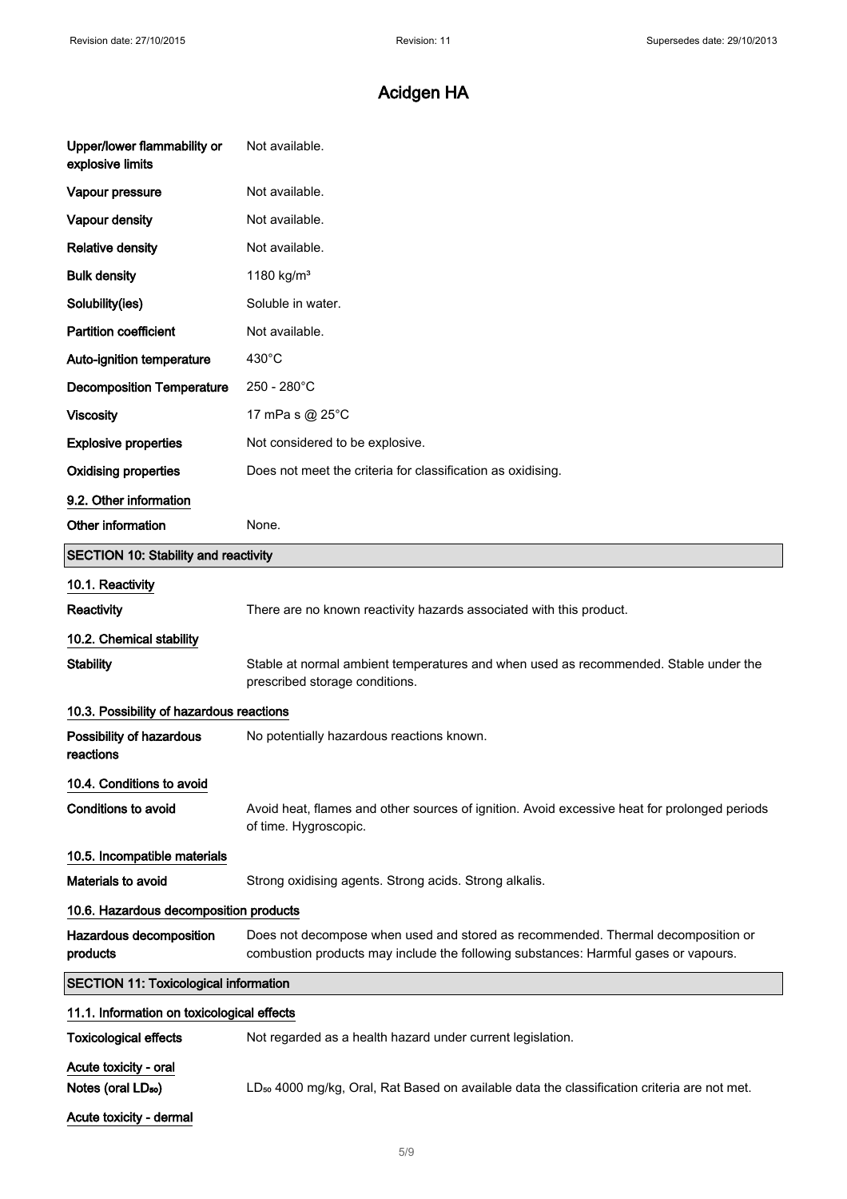| | |
|---|---|
| **Upper/lower flammability or explosive limits** | Not available. |
| **Vapour pressure** | Not available. |
| **Vapour density** | Not available. |
| **Relative density** | Not available. |
| **Bulk density** | 1180 kg/m³ |
| **Solubility(ies)** | Soluble in water. |
| **Partition coefficient** | Not available. |
| **Auto-ignition temperature** | 430°C |
| **Decomposition Temperature** | 250 - 280°C |
| **Viscosity** | 17 mPa s @ 25°C |
| **Explosive properties** | Not considered to be explosive. |
| **Oxidising properties** | Does not meet the criteria for classification as oxidising. |

### 9.2. Other information

| | |
|---|---|
| **Other information** | None. |

## SECTION 10: Stability and reactivity

### 10.1. Reactivity

| | |
|---|---|
| **Reactivity** | There are no known reactivity hazards associated with this product. |

### 10.2. Chemical stability

| | |
|---|---|
| **Stability** | Stable at normal ambient temperatures and when used as recommended. Stable under the prescribed storage conditions. |

### 10.3. Possibility of hazardous reactions

| | |
|---|---|
| **Possibility of hazardous reactions** | No potentially hazardous reactions known. |

### 10.4. Conditions to avoid

| | |
|---|---|
| **Conditions to avoid** | Avoid heat, flames and other sources of ignition. Avoid excessive heat for prolonged periods of time. Hygroscopic. |

### 10.5. Incompatible materials

| | |
|---|---|
| **Materials to avoid** | Strong oxidising agents. Strong acids. Strong alkalis. |

### 10.6. Hazardous decomposition products

| | |
|---|---|
| **Hazardous decomposition products** | Does not decompose when used and stored as recommended. Thermal decomposition or combustion products may include the following substances: Harmful gases or vapours. |

## SECTION 11: Toxicological information

### 11.1. Information on toxicological effects

| | |
|---|---|
| **Toxicological effects** | Not regarded as a health hazard under current legislation. |

**Acute toxicity - oral**

| | |
|---|---|
| **Notes (oral $LD_{50}$)** | $LD_{50}$ 4000 mg/kg, Oral, Rat Based on available data the classification criteria are not met. |

**Acute toxicity - dermal**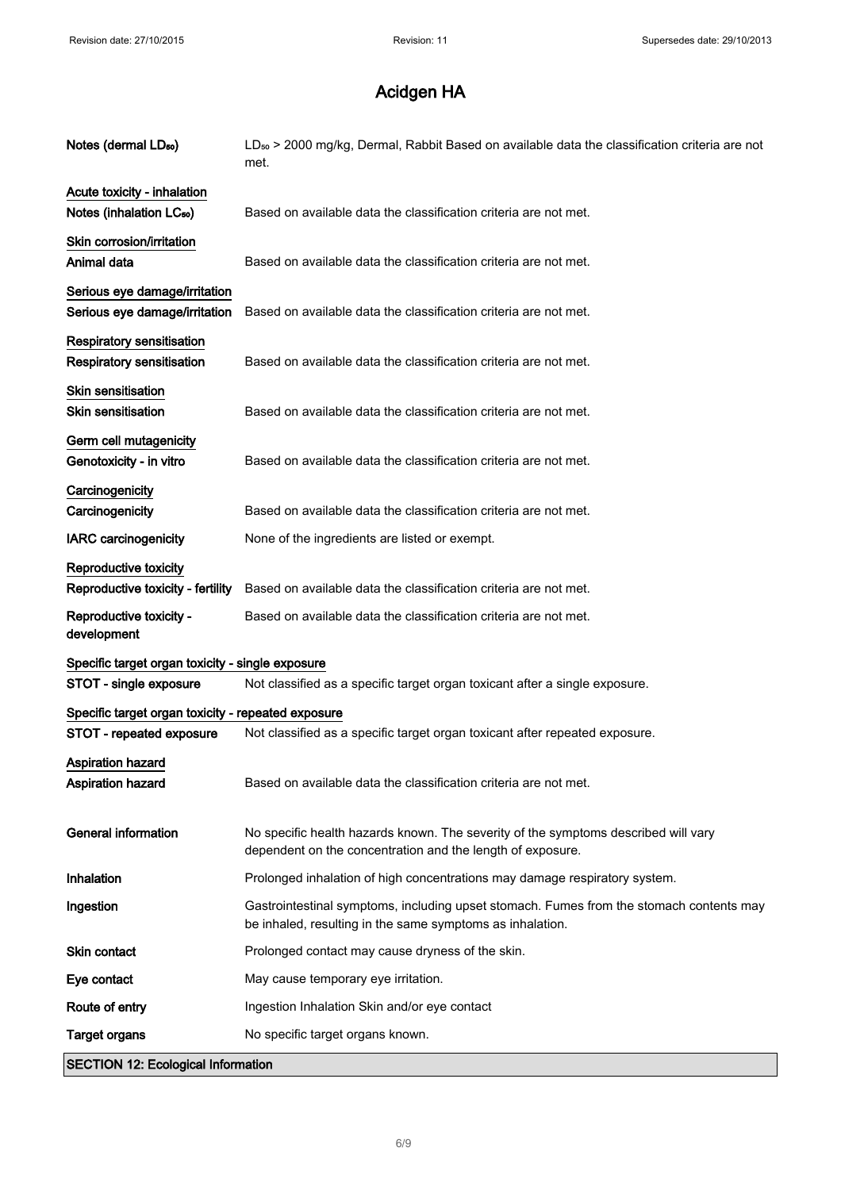# Acidgen HA

| | |
|---|---|
| **Notes (dermal $LD_{50}$)** | $LD_{50}$ > 2000 mg/kg, Dermal, Rabbit Based on available data the classification criteria are not met. |

**Acute toxicity - inhalation**

| | |
|---|---|
| **Notes (inhalation $LC_{50}$)** | Based on available data the classification criteria are not met. |

**Skin corrosion/irritation**

| | |
|---|---|
| **Animal data** | Based on available data the classification criteria are not met. |

**Serious eye damage/irritation**

| | |
|---|---|
| **Serious eye damage/irritation** | Based on available data the classification criteria are not met. |

**Respiratory sensitisation**

| | |
|---|---|
| **Respiratory sensitisation** | Based on available data the classification criteria are not met. |

**Skin sensitisation**

| | |
|---|---|
| **Skin sensitisation** | Based on available data the classification criteria are not met. |

**Germ cell mutagenicity**

| | |
|---|---|
| **Genotoxicity - in vitro** | Based on available data the classification criteria are not met. |

**Carcinogenicity**

| | |
|---|---|
| **Carcinogenicity** | Based on available data the classification criteria are not met. |
| **IARC carcinogenicity** | None of the ingredients are listed or exempt. |

**Reproductive toxicity**

| | |
|---|---|
| **Reproductive toxicity - fertility** | Based on available data the classification criteria are not met. |
| **Reproductive toxicity - development** | Based on available data the classification criteria are not met. |

**Specific target organ toxicity - single exposure**

| | |
|---|---|
| **STOT - single exposure** | Not classified as a specific target organ toxicant after a single exposure. |

**Specific target organ toxicity - repeated exposure**

| | |
|---|---|
| **STOT - repeated exposure** | Not classified as a specific target organ toxicant after repeated exposure. |

**Aspiration hazard**

| | |
|---|---|
| **Aspiration hazard** | Based on available data the classification criteria are not met. |

| | |
|---|---|
| **General information** | No specific health hazards known. The severity of the symptoms described will vary dependent on the concentration and the length of exposure. |
| **Inhalation** | Prolonged inhalation of high concentrations may damage respiratory system. |
| **Ingestion** | Gastrointestinal symptoms, including upset stomach. Fumes from the stomach contents may be inhaled, resulting in the same symptoms as inhalation. |
| **Skin contact** | Prolonged contact may cause dryness of the skin. |
| **Eye contact** | May cause temporary eye irritation. |
| **Route of entry** | Ingestion Inhalation Skin and/or eye contact |
| **Target organs** | No specific target organs known. |

## SECTION 12: Ecological Information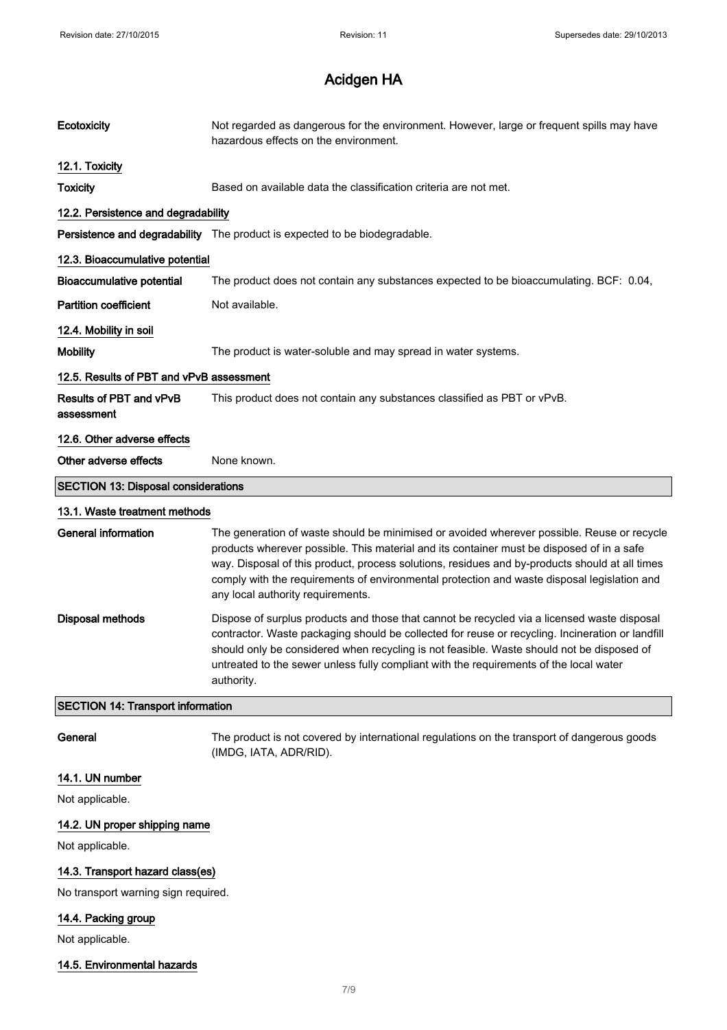# Acidgen HA

| | |
|---|---|
| **Ecotoxicity** | Not regarded as dangerous for the environment. However, large or frequent spills may have hazardous effects on the environment. |

### 12.1. Toxicity

| | |
|---|---|
| **Toxicity** | Based on available data the classification criteria are not met. |

### 12.2. Persistence and degradability

| | |
|---|---|
| **Persistence and degradability** | The product is expected to be biodegradable. |

### 12.3. Bioaccumulative potential

| | |
|---|---|
| **Bioaccumulative potential** | The product does not contain any substances expected to be bioaccumulating. BCF: 0.04, |
| **Partition coefficient** | Not available. |

### 12.4. Mobility in soil

| | |
|---|---|
| **Mobility** | The product is water-soluble and may spread in water systems. |

### 12.5. Results of PBT and vPvB assessment

| | |
|---|---|
| **Results of PBT and vPvB assessment** | This product does not contain any substances classified as PBT or vPvB. |

### 12.6. Other adverse effects

| | |
|---|---|
| **Other adverse effects** | None known. |

## SECTION 13: Disposal considerations

### 13.1. Waste treatment methods

| | |
|---|---|
| **General information** | The generation of waste should be minimised or avoided wherever possible. Reuse or recycle products wherever possible. This material and its container must be disposed of in a safe way. Disposal of this product, process solutions, residues and by-products should at all times comply with the requirements of environmental protection and waste disposal legislation and any local authority requirements. |
| **Disposal methods** | Dispose of surplus products and those that cannot be recycled via a licensed waste disposal contractor. Waste packaging should be collected for reuse or recycling. Incineration or landfill should only be considered when recycling is not feasible. Waste should not be disposed of untreated to the sewer unless fully compliant with the requirements of the local water authority. |

## SECTION 14: Transport information

| | |
|---|---|
| **General** | The product is not covered by international regulations on the transport of dangerous goods (IMDG, IATA, ADR/RID). |

### 14.1. UN number

Not applicable.

### 14.2. UN proper shipping name

Not applicable.

### 14.3. Transport hazard class(es)

No transport warning sign required.

### 14.4. Packing group

Not applicable.

### 14.5. Environmental hazards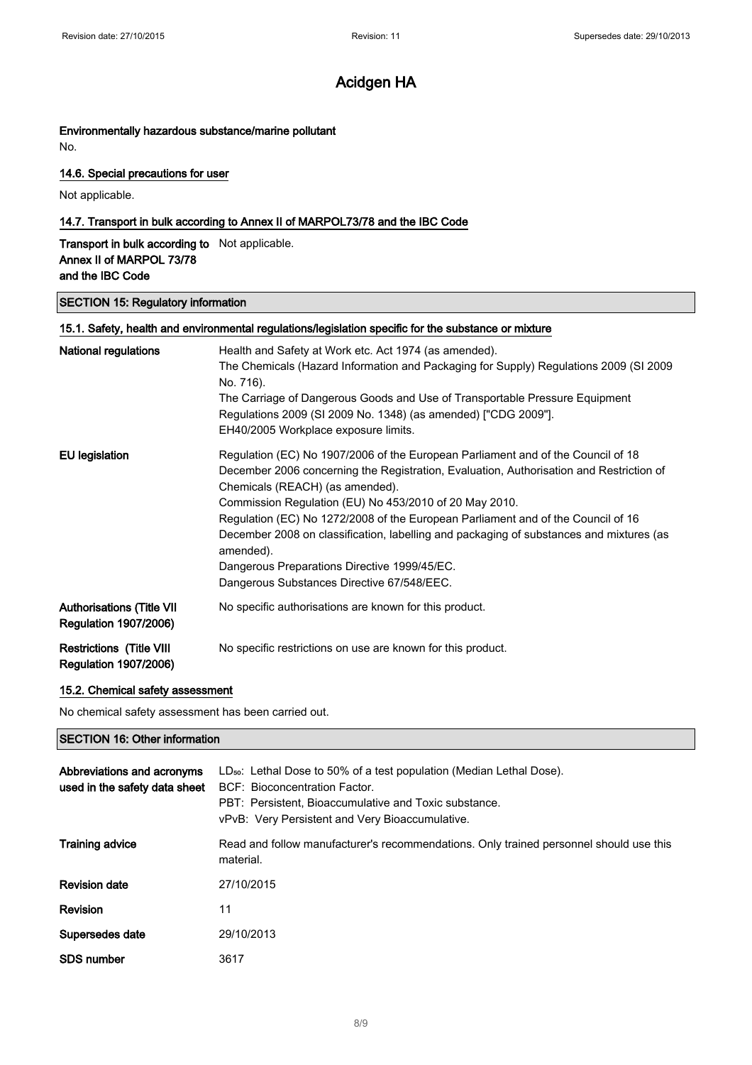# Acidgen HA

**Environmentally hazardous substance/marine pollutant**

No.

### 14.6. Special precautions for user

Not applicable.

### 14.7. Transport in bulk according to Annex II of MARPOL73/78 and the IBC Code

| | |
|---|---|
| **Transport in bulk according to Annex II of MARPOL 73/78 and the IBC Code** | Not applicable. |

## SECTION 15: Regulatory information

### 15.1. Safety, health and environmental regulations/legislation specific for the substance or mixture

| | |
|---|---|
| **National regulations** | Health and Safety at Work etc. Act 1974 (as amended).<br>The Chemicals (Hazard Information and Packaging for Supply) Regulations 2009 (SI 2009 No. 716).<br>The Carriage of Dangerous Goods and Use of Transportable Pressure Equipment Regulations 2009 (SI 2009 No. 1348) (as amended) ["CDG 2009"].<br>EH40/2005 Workplace exposure limits. |
| **EU legislation** | Regulation (EC) No 1907/2006 of the European Parliament and of the Council of 18 December 2006 concerning the Registration, Evaluation, Authorisation and Restriction of Chemicals (REACH) (as amended).<br>Commission Regulation (EU) No 453/2010 of 20 May 2010.<br>Regulation (EC) No 1272/2008 of the European Parliament and of the Council of 16 December 2008 on classification, labelling and packaging of substances and mixtures (as amended).<br>Dangerous Preparations Directive 1999/45/EC.<br>Dangerous Substances Directive 67/548/EEC. |
| **Authorisations (Title VII Regulation 1907/2006)** | No specific authorisations are known for this product. |
| **Restrictions (Title VIII Regulation 1907/2006)** | No specific restrictions on use are known for this product. |

### 15.2. Chemical safety assessment

No chemical safety assessment has been carried out.

## SECTION 16: Other information

| | |
|---|---|
| **Abbreviations and acronyms used in the safety data sheet** | $LD_{50}$: Lethal Dose to 50% of a test population (Median Lethal Dose).<br>BCF: Bioconcentration Factor.<br>PBT: Persistent, Bioaccumulative and Toxic substance.<br>vPvB: Very Persistent and Very Bioaccumulative. |
| **Training advice** | Read and follow manufacturer's recommendations. Only trained personnel should use this material. |
| **Revision date** | 27/10/2015 |
| **Revision** | 11 |
| **Supersedes date** | 29/10/2013 |
| **SDS number** | 3617 |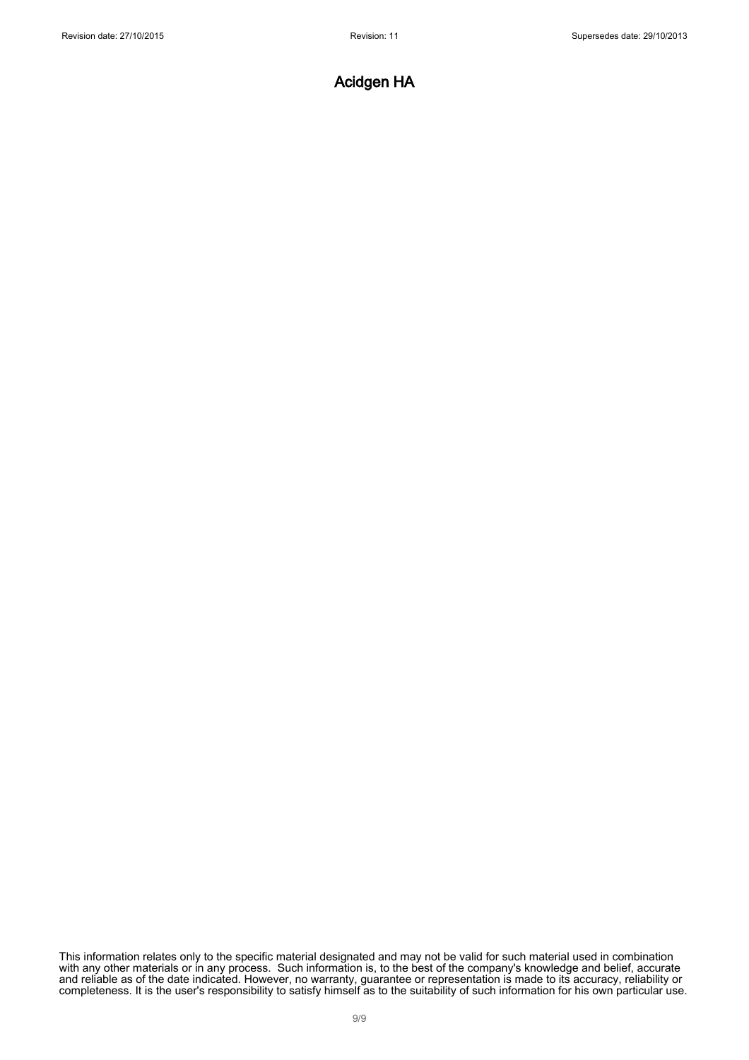This information relates only to the specific material designated and may not be valid for such material used in combination with any other materials or in any process. Such information is, to the best of the company's knowledge and belief, accurate and reliable as of the date indicated. However, no warranty, guarantee or representation is made to its accuracy, reliability or completeness. It is the user's responsibility to satisfy himself as to the suitability of such information for his own particular use.